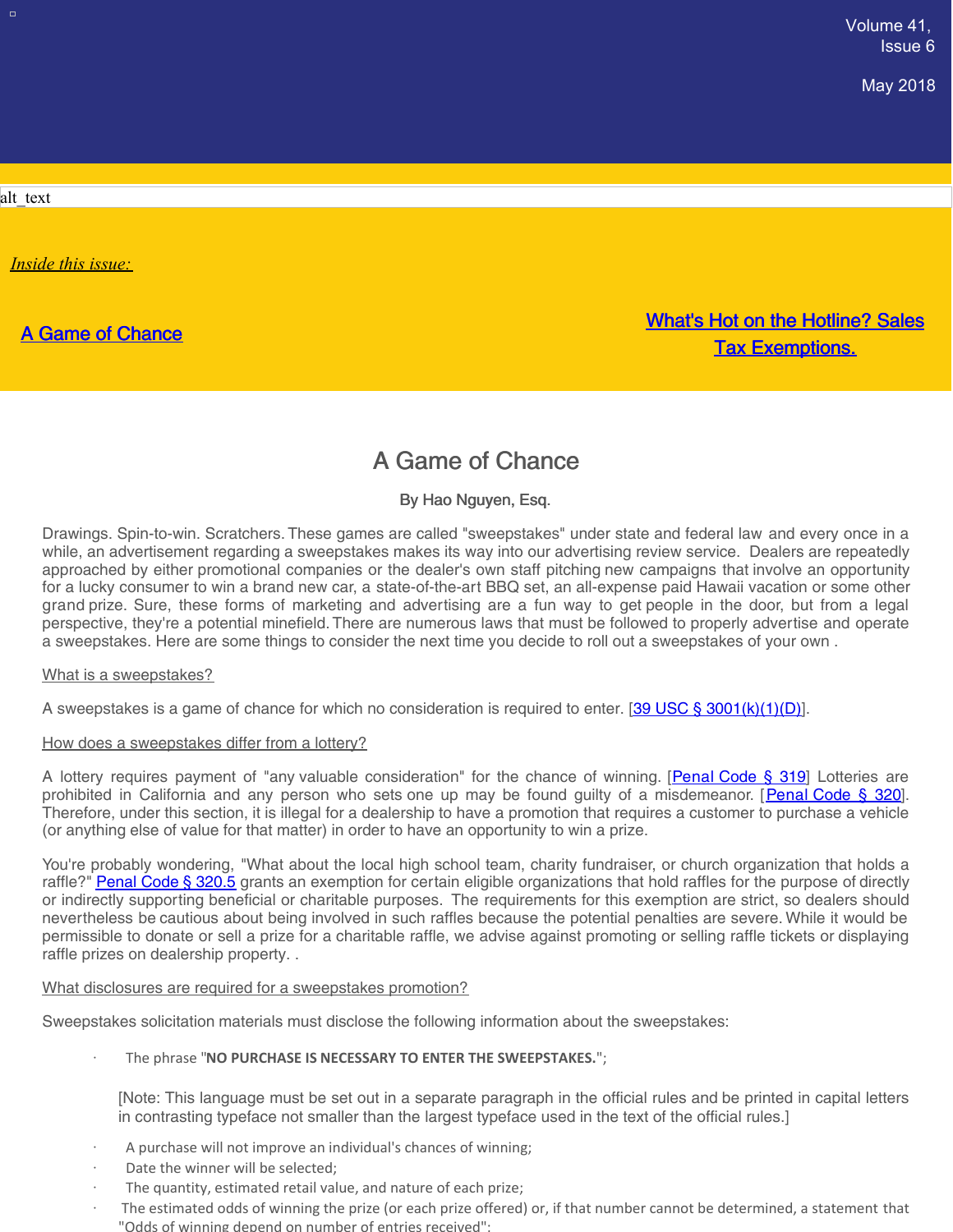Volume 41, Issue 6

May 2018

alt_text

*Inside this issue:*

[A Game of Chance]

[What's Hot on the Hotline? Sales Tax Exemptions.]

# A Game of Chance

**By Hao Nguyen, Esq.**

Drawings. Spin-to-win. Scratchers. These games are called "sweepstakes" under state and federal law and every once in a while, an advertisement regarding a sweepstakes makes its way into our advertising review service. Dealers are repeatedly approached by either promotional companies or the dealer's own staff pitching new campaigns that involve an opportunity for a lucky consumer to win a brand new car, a state-of-the-art BBQ set, an all-expense paid Hawaii vacation or some other grand prize. Sure, these forms of marketing and advertising are a fun way to get people in the door, but from a legal perspective, they're a potential minefield. There are numerous laws that must be followed to properly advertise and operate a sweepstakes. Here are some things to consider the next time you decide to roll out a sweepstakes of your own .

## What is a sweepstakes?

A sweepstakes is a game of chance for which no consideration is required to enter. [39 USC § 3001(k)(1)(D)].

## How does a sweepstakes differ from a lottery?

A lottery requires payment of "any valuable consideration" for the chance of winning. [Penal Code § 319] Lotteries are prohibited in California and any person who sets one up may be found guilty of a misdemeanor. [Penal Code § 320]. Therefore, under this section, it is illegal for a dealership to have a promotion that requires a customer to purchase a vehicle (or anything else of value for that matter) in order to have an opportunity to win a prize.

You're probably wondering, "What about the local high school team, charity fundraiser, or church organization that holds a raffle?" Penal Code § 320.5 grants an exemption for certain eligible organizations that hold raffles for the purpose of directly or indirectly supporting beneficial or charitable purposes. The requirements for this exemption are strict, so dealers should nevertheless be cautious about being involved in such raffles because the potential penalties are severe. While it would be permissible to donate or sell a prize for a charitable raffle, we advise against promoting or selling raffle tickets or displaying raffle prizes on dealership property. .

## What disclosures are required for a sweepstakes promotion?

Sweepstakes solicitation materials must disclose the following information about the sweepstakes:

- The phrase "**NO PURCHASE IS NECESSARY TO ENTER THE SWEEPSTAKES.**";

  [Note: This language must be set out in a separate paragraph in the official rules and be printed in capital letters in contrasting typeface not smaller than the largest typeface used in the text of the official rules.]

- A purchase will not improve an individual's chances of winning;
- Date the winner will be selected;
- The quantity, estimated retail value, and nature of each prize;
- The estimated odds of winning the prize (or each prize offered) or, if that number cannot be determined, a statement that "Odds of winning depend on number of entries received";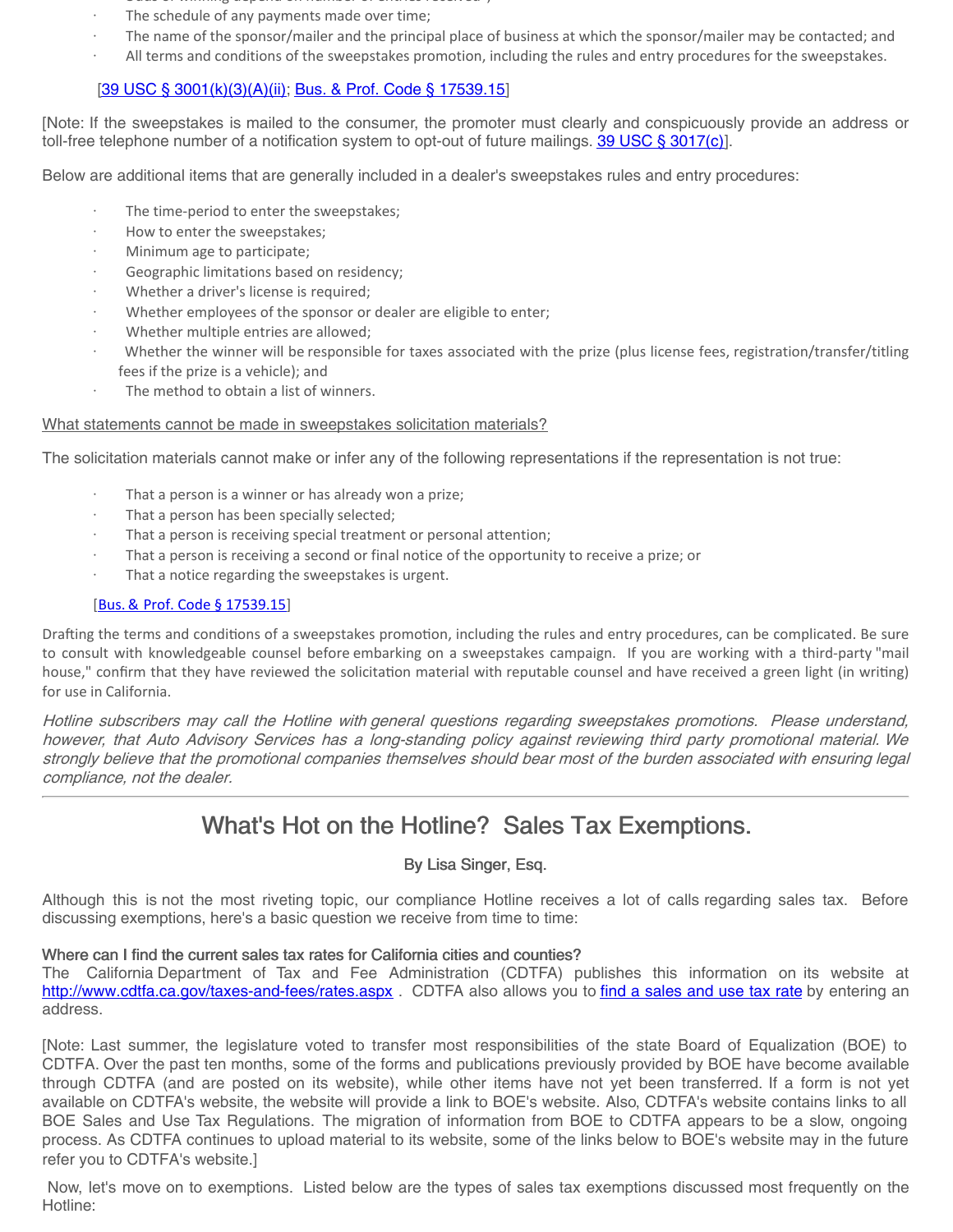- The schedule of any payments made over time;
- The name of the sponsor/mailer and the principal place of business at which the sponsor/mailer may be contacted; and
- All terms and conditions of the sweepstakes promotion, including the rules and entry procedures for the sweepstakes.

[39 USC § 3001(k)(3)(A)(ii); Bus. & Prof. Code § 17539.15]

[Note: If the sweepstakes is mailed to the consumer, the promoter must clearly and conspicuously provide an address or toll-free telephone number of a notification system to opt-out of future mailings. 39 USC § 3017(c)].

Below are additional items that are generally included in a dealer's sweepstakes rules and entry procedures:

- The time-period to enter the sweepstakes;
- How to enter the sweepstakes;
- Minimum age to participate;
- Geographic limitations based on residency;
- Whether a driver's license is required;
- Whether employees of the sponsor or dealer are eligible to enter;
- Whether multiple entries are allowed;
- Whether the winner will be responsible for taxes associated with the prize (plus license fees, registration/transfer/titling fees if the prize is a vehicle); and
- The method to obtain a list of winners.

What statements cannot be made in sweepstakes solicitation materials?

The solicitation materials cannot make or infer any of the following representations if the representation is not true:

- That a person is a winner or has already won a prize;
- That a person has been specially selected;
- That a person is receiving special treatment or personal attention;
- That a person is receiving a second or final notice of the opportunity to receive a prize; or
- That a notice regarding the sweepstakes is urgent.

[Bus. & Prof. Code § 17539.15]

Drafting the terms and conditions of a sweepstakes promotion, including the rules and entry procedures, can be complicated. Be sure to consult with knowledgeable counsel before embarking on a sweepstakes campaign. If you are working with a third-party "mail house," confirm that they have reviewed the solicitation material with reputable counsel and have received a green light (in writing) for use in California.

*Hotline subscribers may call the Hotline with general questions regarding sweepstakes promotions. Please understand, however, that Auto Advisory Services has a long-standing policy against reviewing third party promotional material. We strongly believe that the promotional companies themselves should bear most of the burden associated with ensuring legal compliance, not the dealer.*

---

## What's Hot on the Hotline? Sales Tax Exemptions.

**By Lisa Singer, Esq.**

Although this is not the most riveting topic, our compliance Hotline receives a lot of calls regarding sales tax. Before discussing exemptions, here's a basic question we receive from time to time:

**Where can I find the current sales tax rates for California cities and counties?**

The California Department of Tax and Fee Administration (CDTFA) publishes this information on its website at http://www.cdtfa.ca.gov/taxes-and-fees/rates.aspx . CDTFA also allows you to find a sales and use tax rate by entering an address.

[Note: Last summer, the legislature voted to transfer most responsibilities of the state Board of Equalization (BOE) to CDTFA. Over the past ten months, some of the forms and publications previously provided by BOE have become available through CDTFA (and are posted on its website), while other items have not yet been transferred. If a form is not yet available on CDTFA's website, the website will provide a link to BOE's website. Also, CDTFA's website contains links to all BOE Sales and Use Tax Regulations. The migration of information from BOE to CDTFA appears to be a slow, ongoing process. As CDTFA continues to upload material to its website, some of the links below to BOE's website may in the future refer you to CDTFA's website.]

Now, let's move on to exemptions. Listed below are the types of sales tax exemptions discussed most frequently on the Hotline: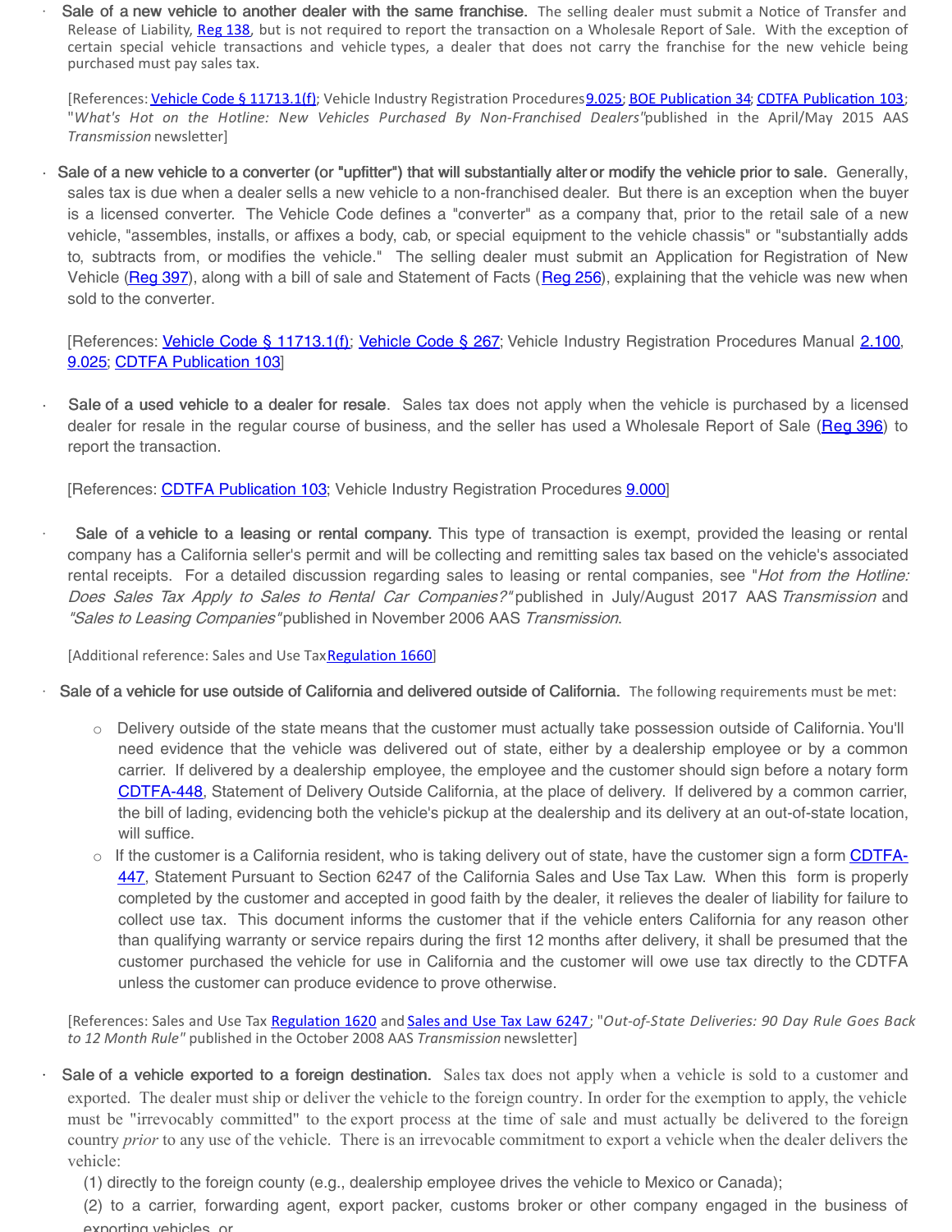- **Sale of a new vehicle to another dealer with the same franchise.** The selling dealer must submit a Notice of Transfer and Release of Liability, Reg 138, but is not required to report the transaction on a Wholesale Report of Sale. With the exception of certain special vehicle transactions and vehicle types, a dealer that does not carry the franchise for the new vehicle being purchased must pay sales tax.

  [References: Vehicle Code § 11713.1(f); Vehicle Industry Registration Procedures 9.025; BOE Publication 34; CDTFA Publication 103; "*What's Hot on the Hotline: New Vehicles Purchased By Non-Franchised Dealers*" published in the April/May 2015 AAS *Transmission* newsletter]

- **Sale of a new vehicle to a converter (or "upfitter") that will substantially alter or modify the vehicle prior to sale.** Generally, sales tax is due when a dealer sells a new vehicle to a non-franchised dealer. But there is an exception when the buyer is a licensed converter. The Vehicle Code defines a "converter" as a company that, prior to the retail sale of a new vehicle, "assembles, installs, or affixes a body, cab, or special equipment to the vehicle chassis" or "substantially adds to, subtracts from, or modifies the vehicle." The selling dealer must submit an Application for Registration of New Vehicle (Reg 397), along with a bill of sale and Statement of Facts (Reg 256), explaining that the vehicle was new when sold to the converter.

  [References: Vehicle Code § 11713.1(f); Vehicle Code § 267; Vehicle Industry Registration Procedures Manual 2.100, 9.025; CDTFA Publication 103]

- **Sale of a used vehicle to a dealer for resale**. Sales tax does not apply when the vehicle is purchased by a licensed dealer for resale in the regular course of business, and the seller has used a Wholesale Report of Sale (Reg 396) to report the transaction.

  [References: CDTFA Publication 103; Vehicle Industry Registration Procedures 9.000]

- **Sale of a vehicle to a leasing or rental company.** This type of transaction is exempt, provided the leasing or rental company has a California seller's permit and will be collecting and remitting sales tax based on the vehicle's associated rental receipts. For a detailed discussion regarding sales to leasing or rental companies, see "*Hot from the Hotline: Does Sales Tax Apply to Sales to Rental Car Companies?*" published in July/August 2017 AAS *Transmission* and *"Sales to Leasing Companies"* published in November 2006 AAS *Transmission*.

  [Additional reference: Sales and Use Tax Regulation 1660]

- **Sale of a vehicle for use outside of California and delivered outside of California.** The following requirements must be met:

  - Delivery outside of the state means that the customer must actually take possession outside of California. You'll need evidence that the vehicle was delivered out of state, either by a dealership employee or by a common carrier. If delivered by a dealership employee, the employee and the customer should sign before a notary form CDTFA-448, Statement of Delivery Outside California, at the place of delivery. If delivered by a common carrier, the bill of lading, evidencing both the vehicle's pickup at the dealership and its delivery at an out-of-state location, will suffice.
  - If the customer is a California resident, who is taking delivery out of state, have the customer sign a form CDTFA-447, Statement Pursuant to Section 6247 of the California Sales and Use Tax Law. When this form is properly completed by the customer and accepted in good faith by the dealer, it relieves the dealer of liability for failure to collect use tax. This document informs the customer that if the vehicle enters California for any reason other than qualifying warranty or service repairs during the first 12 months after delivery, it shall be presumed that the customer purchased the vehicle for use in California and the customer will owe use tax directly to the CDTFA unless the customer can produce evidence to prove otherwise.

  [References: Sales and Use Tax Regulation 1620 and Sales and Use Tax Law 6247; "*Out-of-State Deliveries: 90 Day Rule Goes Back to 12 Month Rule*" published in the October 2008 AAS *Transmission* newsletter]

- **Sale of a vehicle exported to a foreign destination.** Sales tax does not apply when a vehicle is sold to a customer and exported. The dealer must ship or deliver the vehicle to the foreign country. In order for the exemption to apply, the vehicle must be "irrevocably committed" to the export process at the time of sale and must actually be delivered to the foreign country *prior* to any use of the vehicle. There is an irrevocable commitment to export a vehicle when the dealer delivers the vehicle:

  (1) directly to the foreign county (e.g., dealership employee drives the vehicle to Mexico or Canada);

  (2) to a carrier, forwarding agent, export packer, customs broker or other company engaged in the business of exporting vehicles, or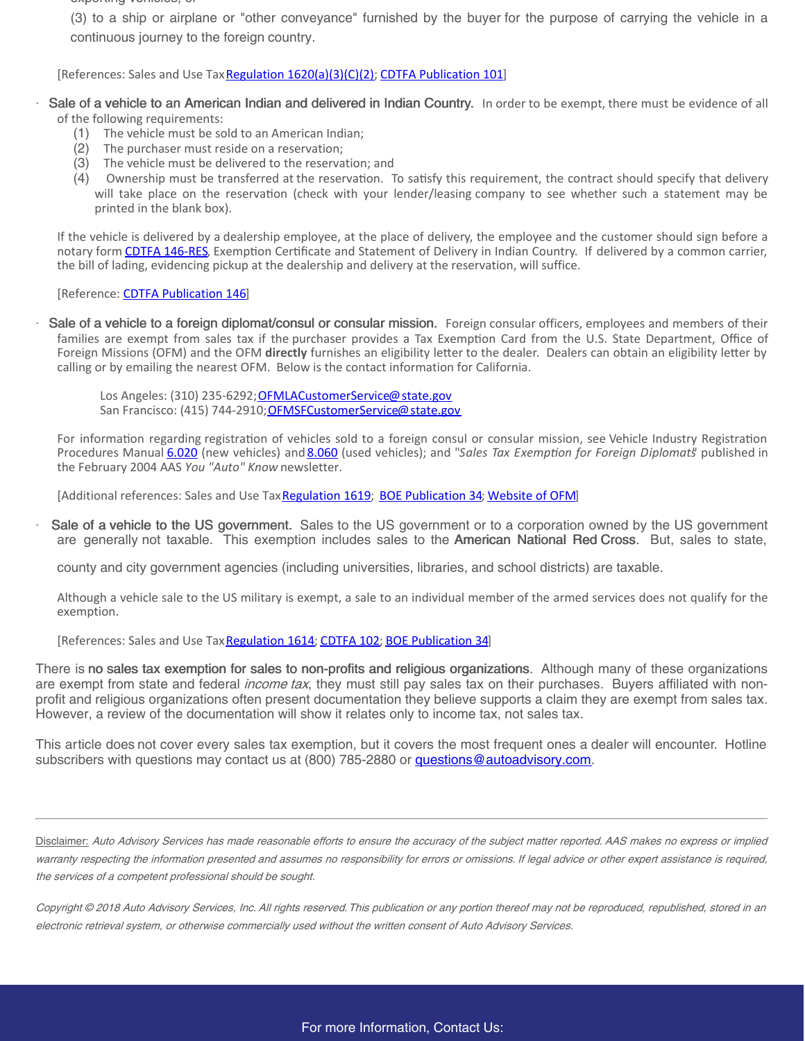(3) to a ship or airplane or "other conveyance" furnished by the buyer for the purpose of carrying the vehicle in a continuous journey to the foreign country.

[References: Sales and Use Tax Regulation 1620(a)(3)(C)(2); CDTFA Publication 101]

- **Sale of a vehicle to an American Indian and delivered in Indian Country.** In order to be exempt, there must be evidence of all of the following requirements:
  1. The vehicle must be sold to an American Indian;
  2. The purchaser must reside on a reservation;
  3. The vehicle must be delivered to the reservation; and
  4. Ownership must be transferred at the reservation. To satisfy this requirement, the contract should specify that delivery will take place on the reservation (check with your lender/leasing company to see whether such a statement may be printed in the blank box).

  If the vehicle is delivered by a dealership employee, at the place of delivery, the employee and the customer should sign before a notary form CDTFA 146-RES, Exemption Certificate and Statement of Delivery in Indian Country. If delivered by a common carrier, the bill of lading, evidencing pickup at the dealership and delivery at the reservation, will suffice.

  [Reference: CDTFA Publication 146]

- **Sale of a vehicle to a foreign diplomat/consul or consular mission.** Foreign consular officers, employees and members of their families are exempt from sales tax if the purchaser provides a Tax Exemption Card from the U.S. State Department, Office of Foreign Missions (OFM) and the OFM **directly** furnishes an eligibility letter to the dealer. Dealers can obtain an eligibility letter by calling or by emailing the nearest OFM. Below is the contact information for California.

  Los Angeles: (310) 235-6292; OFMLACustomerService@state.gov
  San Francisco: (415) 744-2910; OFMSFCustomerService@state.gov

  For information regarding registration of vehicles sold to a foreign consul or consular mission, see Vehicle Industry Registration Procedures Manual 6.020 (new vehicles) and 8.060 (used vehicles); and "*Sales Tax Exemption for Foreign Diplomats*" published in the February 2004 AAS *You "Auto" Know* newsletter.

  [Additional references: Sales and Use Tax Regulation 1619; BOE Publication 34; Website of OFM]

- **Sale of a vehicle to the US government.** Sales to the US government or to a corporation owned by the US government are generally not taxable. This exemption includes sales to the **American National Red Cross**. But, sales to state, county and city government agencies (including universities, libraries, and school districts) are taxable.

  Although a vehicle sale to the US military is exempt, a sale to an individual member of the armed services does not qualify for the exemption.

  [References: Sales and Use Tax Regulation 1614; CDTFA 102; BOE Publication 34]

There is **no sales tax exemption for sales to non-profits and religious organizations**. Although many of these organizations are exempt from state and federal *income tax*, they must still pay sales tax on their purchases. Buyers affiliated with non-profit and religious organizations often present documentation they believe supports a claim they are exempt from sales tax. However, a review of the documentation will show it relates only to income tax, not sales tax.

This article does not cover every sales tax exemption, but it covers the most frequent ones a dealer will encounter. Hotline subscribers with questions may contact us at (800) 785-2880 or questions@autoadvisory.com.

---

Disclaimer: *Auto Advisory Services has made reasonable efforts to ensure the accuracy of the subject matter reported. AAS makes no express or implied warranty respecting the information presented and assumes no responsibility for errors or omissions. If legal advice or other expert assistance is required, the services of a competent professional should be sought.*

*Copyright © 2018 Auto Advisory Services, Inc. All rights reserved. This publication or any portion thereof may not be reproduced, republished, stored in an electronic retrieval system, or otherwise commercially used without the written consent of Auto Advisory Services.*

For more Information, Contact Us: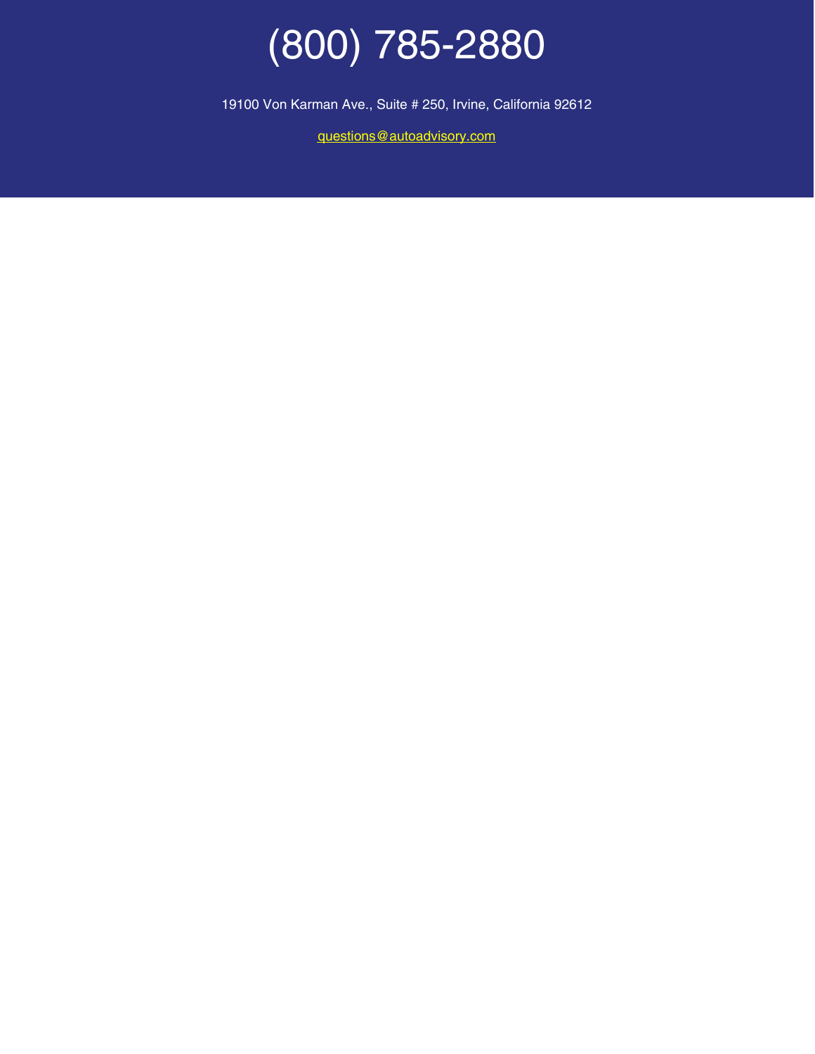# (800) 785-2880

19100 Von Karman Ave., Suite # 250, Irvine, California 92612

questions@autoadvisory.com